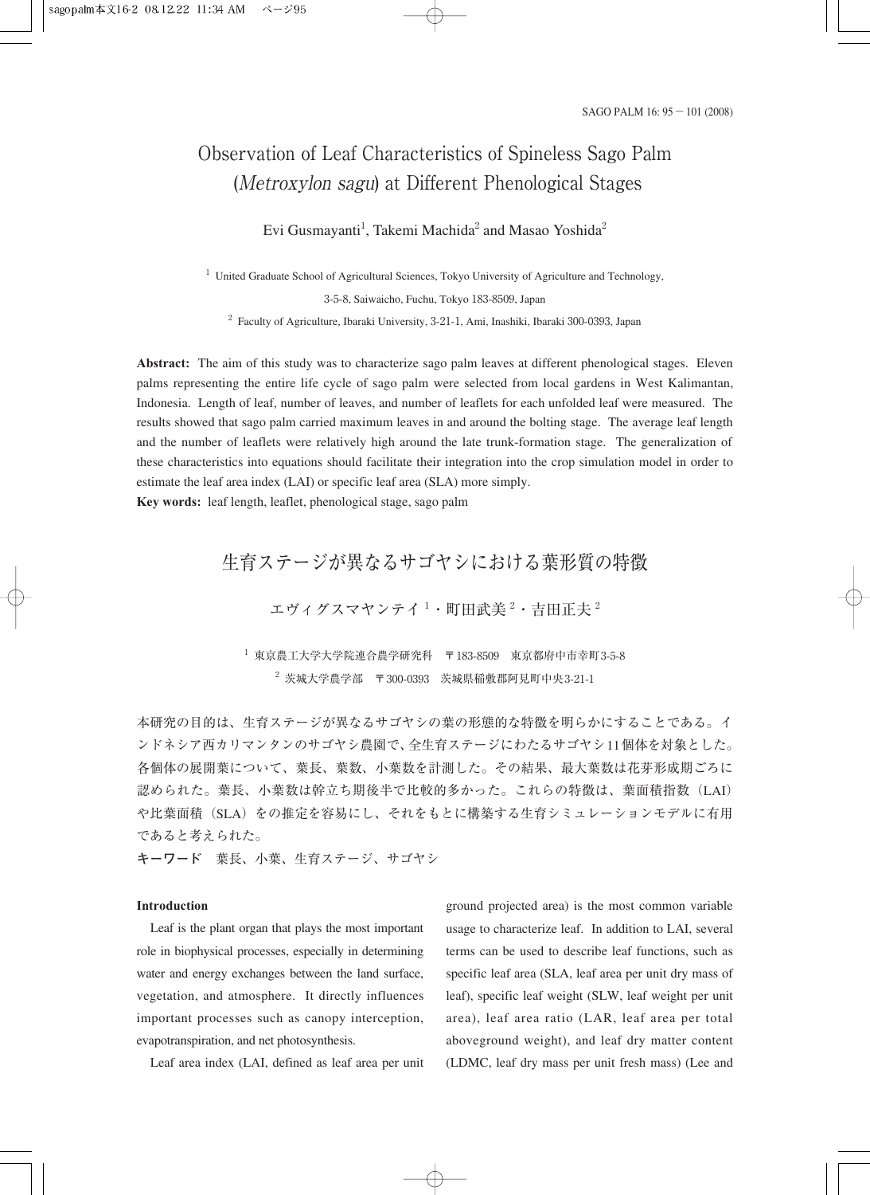# Observation of Leaf Characteristics of Spineless Sago Palm (*Metroxylon sagu*) at Different Phenological Stages

Evi Gusmayanti[1], Takemi Machida[2] and Masao Yoshida[2]

[1] United Graduate School of Agricultural Sciences, Tokyo University of Agriculture and Technology, 3-5-8, Saiwaicho, Fuchu, Tokyo 183-8509, Japan

[2] Faculty of Agriculture, Ibaraki University, 3-21-1, Ami, Inashiki, Ibaraki 300-0393, Japan

**Abstract:** The aim of this study was to characterize sago palm leaves at different phenological stages. Eleven palms representing the entire life cycle of sago palm were selected from local gardens in West Kalimantan, Indonesia. Length of leaf, number of leaves, and number of leaflets for each unfolded leaf were measured. The results showed that sago palm carried maximum leaves in and around the bolting stage. The average leaf length and the number of leaflets were relatively high around the late trunk-formation stage. The generalization of these characteristics into equations should facilitate their integration into the crop simulation model in order to estimate the leaf area index (LAI) or specific leaf area (SLA) more simply.

**Key words:** leaf length, leaflet, phenological stage, sago palm

# 生育ステージが異なるサゴヤシにおける葉形質の特徴

エヴィグスマヤンテイ[1]・町田武美[2]・吉田正夫[2]

[1] 東京農工大学大学院連合農学研究科　〒183-8509　東京都府中市幸町3-5-8

[2] 茨城大学農学部　〒300-0393　茨城県稲敷郡阿見町中央3-21-1

本研究の目的は、生育ステージが異なるサゴヤシの葉の形態的な特徴を明らかにすることである。インドネシア西カリマンタンのサゴヤシ農園で、全生育ステージにわたるサゴヤシ11個体を対象とした。各個体の展開葉について、葉長、葉数、小葉数を計測した。その結果、最大葉数は花芽形成期ごろに認められた。葉長、小葉数は幹立ち期後半で比較的多かった。これらの特徴は、葉面積指数（LAI）や比葉面積（SLA）をの推定を容易にし、それをもとに構築する生育シミュレーションモデルに有用であると考えられた。

**キーワード**　葉長、小葉、生育ステージ、サゴヤシ

## Introduction

Leaf is the plant organ that plays the most important role in biophysical processes, especially in determining water and energy exchanges between the land surface, vegetation, and atmosphere. It directly influences important processes such as canopy interception, evapotranspiration, and net photosynthesis.

Leaf area index (LAI, defined as leaf area per unit ground projected area) is the most common variable usage to characterize leaf. In addition to LAI, several terms can be used to describe leaf functions, such as specific leaf area (SLA, leaf area per unit dry mass of leaf), specific leaf weight (SLW, leaf weight per unit area), leaf area ratio (LAR, leaf area per total aboveground weight), and leaf dry matter content (LDMC, leaf dry mass per unit fresh mass) (Lee and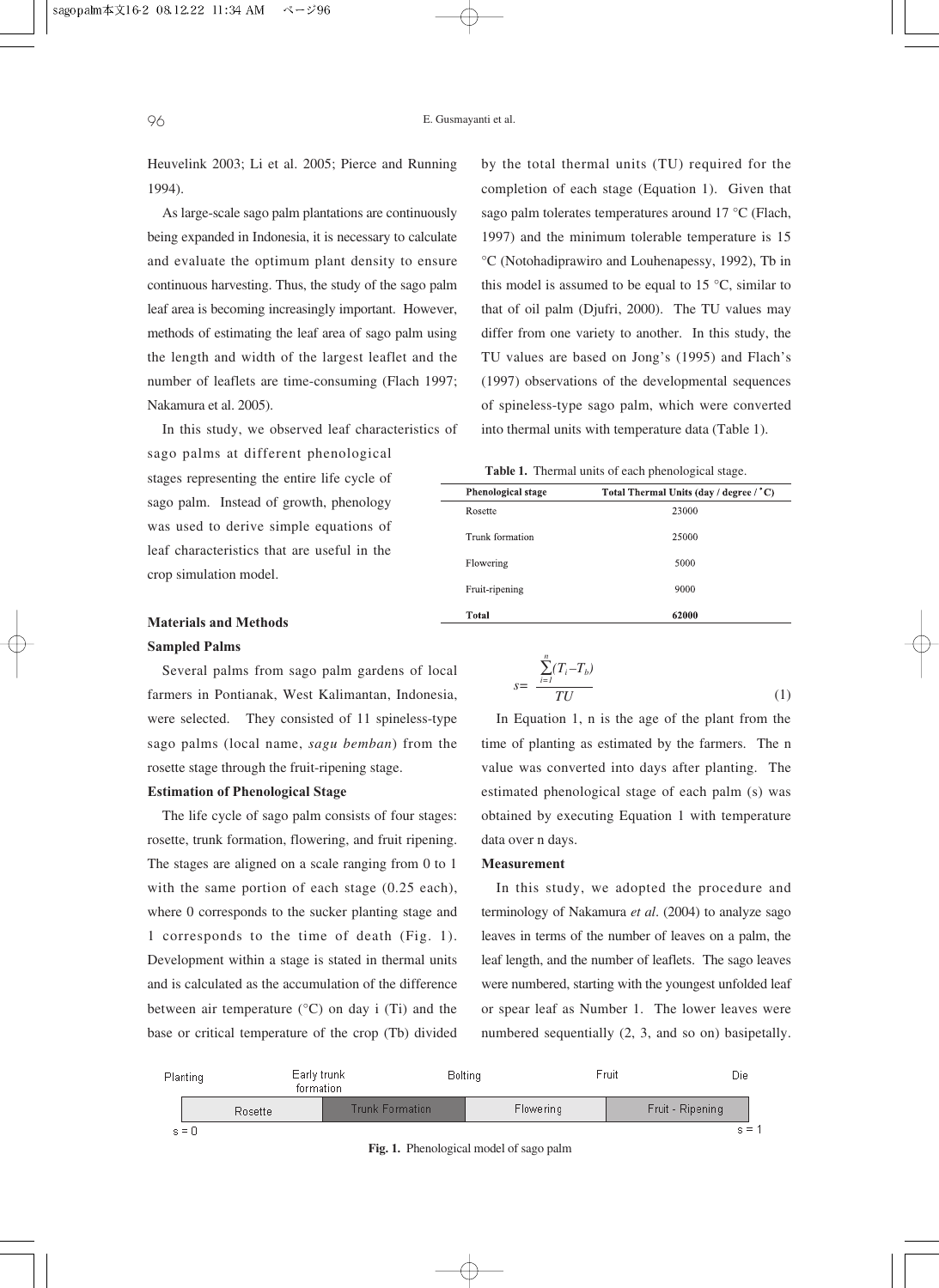Heuvelink 2003; Li et al. 2005; Pierce and Running 1994).

As large-scale sago palm plantations are continuously being expanded in Indonesia, it is necessary to calculate and evaluate the optimum plant density to ensure continuous harvesting. Thus, the study of the sago palm leaf area is becoming increasingly important. However, methods of estimating the leaf area of sago palm using the length and width of the largest leaflet and the number of leaflets are time-consuming (Flach 1997; Nakamura et al. 2005).

In this study, we observed leaf characteristics of sago palms at different phenological stages representing the entire life cycle of sago palm. Instead of growth, phenology was used to derive simple equations of leaf characteristics that are useful in the crop simulation model.

## Materials and Methods

### Sampled Palms

Several palms from sago palm gardens of local farmers in Pontianak, West Kalimantan, Indonesia, were selected. They consisted of 11 spineless-type sago palms (local name, *sagu bemban*) from the rosette stage through the fruit-ripening stage.

### Estimation of Phenological Stage

The life cycle of sago palm consists of four stages: rosette, trunk formation, flowering, and fruit ripening. The stages are aligned on a scale ranging from 0 to 1 with the same portion of each stage (0.25 each), where 0 corresponds to the sucker planting stage and 1 corresponds to the time of death (Fig. 1). Development within a stage is stated in thermal units and is calculated as the accumulation of the difference between air temperature (°C) on day i (Ti) and the base or critical temperature of the crop (Tb) divided by the total thermal units (TU) required for the completion of each stage (Equation 1). Given that sago palm tolerates temperatures around 17 °C (Flach, 1997) and the minimum tolerable temperature is 15 °C (Notohadiprawiro and Louhenapessy, 1992), Tb in this model is assumed to be equal to 15 °C, similar to that of oil palm (Djufri, 2000). The TU values may differ from one variety to another. In this study, the TU values are based on Jong's (1995) and Flach's (1997) observations of the developmental sequences of spineless-type sago palm, which were converted into thermal units with temperature data (Table 1).

**Table 1.** Thermal units of each phenological stage.

| Phenological stage | Total Thermal Units (day / degree / °C) |
|---|---|
| Rosette | 23000 |
| Trunk formation | 25000 |
| Flowering | 5000 |
| Fruit-ripening | 9000 |
| **Total** | **62000** |

$$s = \frac{\sum_{i=1}^{n}(T_i - T_b)}{TU} \tag{1}$$

In Equation 1, n is the age of the plant from the time of planting as estimated by the farmers. The n value was converted into days after planting. The estimated phenological stage of each palm (s) was obtained by executing Equation 1 with temperature data over n days.

### Measurement

In this study, we adopted the procedure and terminology of Nakamura *et al*. (2004) to analyze sago leaves in terms of the number of leaves on a palm, the leaf length, and the number of leaflets. The sago leaves were numbered, starting with the youngest unfolded leaf or spear leaf as Number 1. The lower leaves were numbered sequentially (2, 3, and so on) basipetally.

| Planting | Early trunk formation | Bolting | Fruit | Die |
|---|---|---|---|---|
| Rosette | Trunk Formation | Flowering | Fruit - Ripening | |
| s = 0 | | | | s = 1 |

**Fig. 1.** Phenological model of sago palm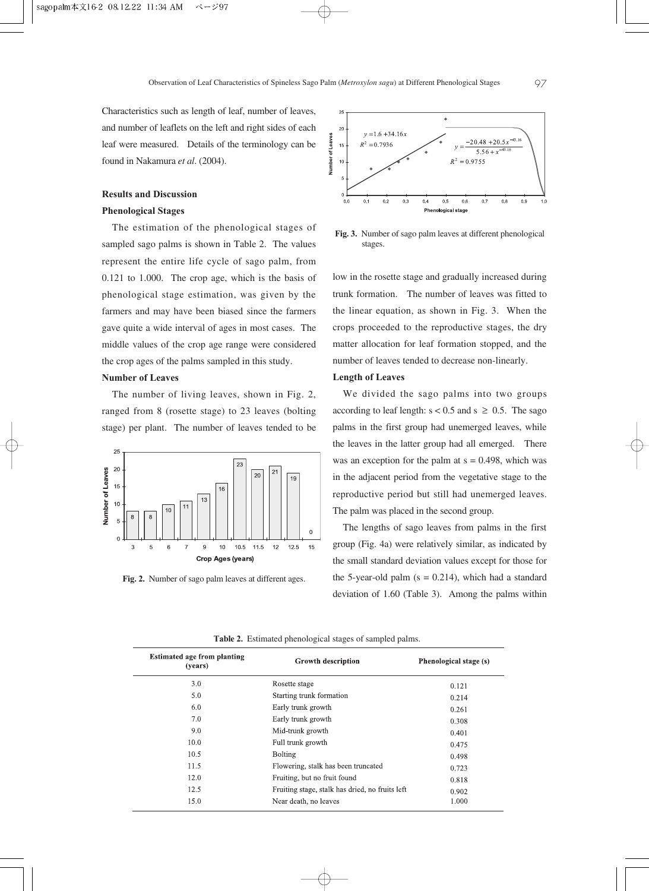Characteristics such as length of leaf, number of leaves, and number of leaflets on the left and right sides of each leaf were measured. Details of the terminology can be found in Nakamura *et al*. (2004).

## Results and Discussion

### Phenological Stages

The estimation of the phenological stages of sampled sago palms is shown in Table 2. The values represent the entire life cycle of sago palm, from 0.121 to 1.000. The crop age, which is the basis of phenological stage estimation, was given by the farmers and may have been biased since the farmers gave quite a wide interval of ages in most cases. The middle values of the crop age range were considered the crop ages of the palms sampled in this study.

### Number of Leaves

The number of living leaves, shown in Fig. 2, ranged from 8 (rosette stage) to 23 leaves (bolting stage) per plant. The number of leaves tended to be low in the rosette stage and gradually increased during trunk formation. The number of leaves was fitted to the linear equation, as shown in Fig. 3. When the crops proceeded to the reproductive stages, the dry matter allocation for leaf formation stopped, and the number of leaves tended to decrease non-linearly.

**Fig. 2.** Number of sago palm leaves at different ages.

**Fig. 3.** Number of sago palm leaves at different phenological stages.

### Length of Leaves

We divided the sago palms into two groups according to leaf length: s < 0.5 and s ≥ 0.5. The sago palms in the first group had unemerged leaves, while the leaves in the latter group had all emerged. There was an exception for the palm at s = 0.498, which was in the adjacent period from the vegetative stage to the reproductive period but still had unemerged leaves. The palm was placed in the second group.

The lengths of sago leaves from palms in the first group (Fig. 4a) were relatively similar, as indicated by the small standard deviation values except for those for the 5-year-old palm (s = 0.214), which had a standard deviation of 1.60 (Table 3). Among the palms within

**Table 2.** Estimated phenological stages of sampled palms.

| Estimated age from planting (years) | Growth description | Phenological stage (s) |
|---|---|---|
| 3.0 | Rosette stage | 0.121 |
| 5.0 | Starting trunk formation | 0.214 |
| 6.0 | Early trunk growth | 0.261 |
| 7.0 | Early trunk growth | 0.308 |
| 9.0 | Mid-trunk growth | 0.401 |
| 10.0 | Full trunk growth | 0.475 |
| 10.5 | Bolting | 0.498 |
| 11.5 | Flowering, stalk has been truncated | 0.723 |
| 12.0 | Fruiting, but no fruit found | 0.818 |
| 12.5 | Fruiting stage, stalk has dried, no fruits left | 0.902 |
| 15.0 | Near death, no leaves | 1.000 |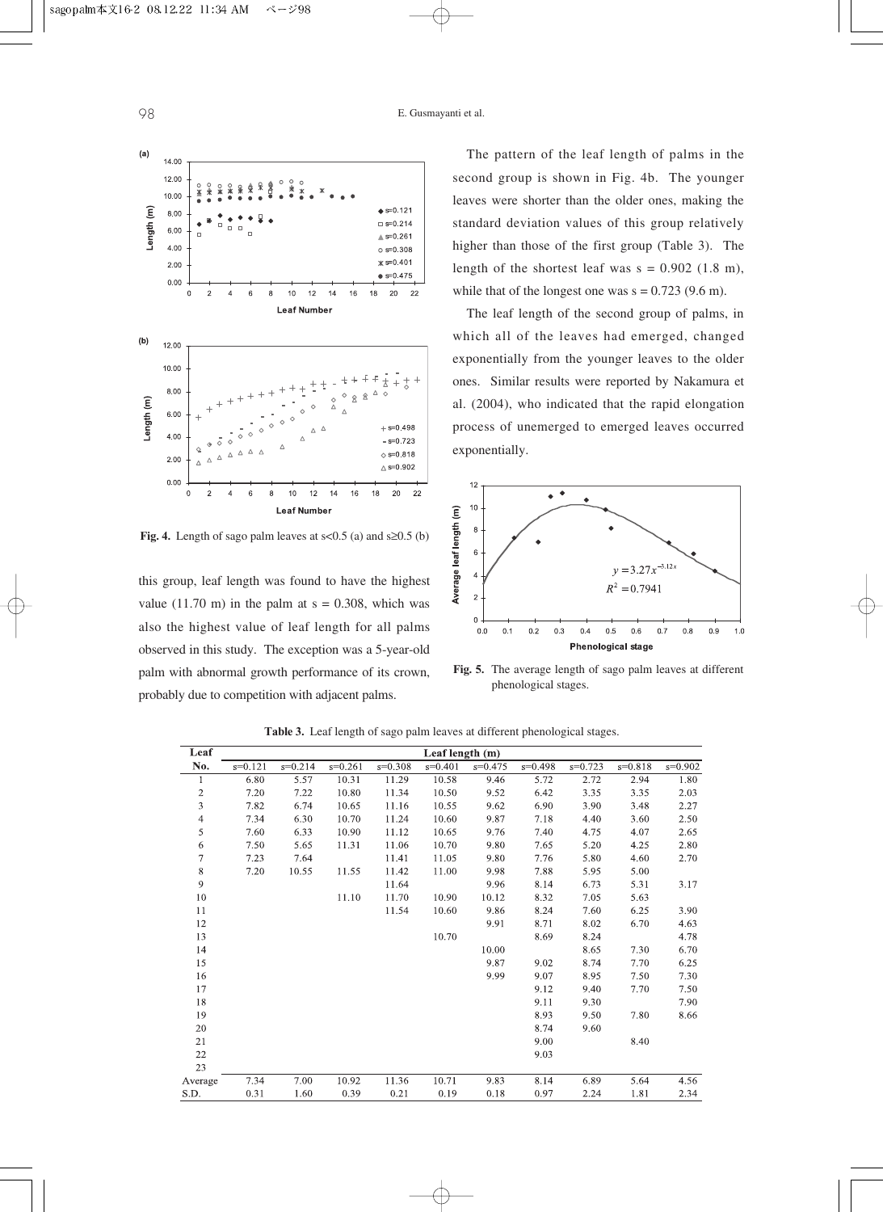**Fig. 4.** Length of sago palm leaves at s<0.5 (a) and s≥0.5 (b)

this group, leaf length was found to have the highest value (11.70 m) in the palm at s = 0.308, which was also the highest value of leaf length for all palms observed in this study. The exception was a 5-year-old palm with abnormal growth performance of its crown, probably due to competition with adjacent palms.

The pattern of the leaf length of palms in the second group is shown in Fig. 4b. The younger leaves were shorter than the older ones, making the standard deviation values of this group relatively higher than those of the first group (Table 3). The length of the shortest leaf was s = 0.902 (1.8 m), while that of the longest one was s = 0.723 (9.6 m).

The leaf length of the second group of palms, in which all of the leaves had emerged, changed exponentially from the younger leaves to the older ones. Similar results were reported by Nakamura et al. (2004), who indicated that the rapid elongation process of unemerged to emerged leaves occurred exponentially.

$$y = 3.27x^{-3.12x}$$

$$R^2 = 0.7941$$

**Fig. 5.** The average length of sago palm leaves at different phenological stages.

**Table 3.** Leaf length of sago palm leaves at different phenological stages.

| Leaf No. | Leaf length (m) | | | | | | | | | |
|---|---|---|---|---|---|---|---|---|---|---|
| | s=0.121 | s=0.214 | s=0.261 | s=0.308 | s=0.401 | s=0.475 | s=0.498 | s=0.723 | s=0.818 | s=0.902 |
| 1 | 6.80 | 5.57 | 10.31 | 11.29 | 10.58 | 9.46 | 5.72 | 2.72 | 2.94 | 1.80 |
| 2 | 7.20 | 7.22 | 10.80 | 11.34 | 10.50 | 9.52 | 6.42 | 3.35 | 3.35 | 2.03 |
| 3 | 7.82 | 6.74 | 10.65 | 11.16 | 10.55 | 9.62 | 6.90 | 3.90 | 3.48 | 2.27 |
| 4 | 7.34 | 6.30 | 10.70 | 11.24 | 10.60 | 9.87 | 7.18 | 4.40 | 3.60 | 2.50 |
| 5 | 7.60 | 6.33 | 10.90 | 11.12 | 10.65 | 9.76 | 7.40 | 4.75 | 4.07 | 2.65 |
| 6 | 7.50 | 5.65 | 11.31 | 11.06 | 10.70 | 9.80 | 7.65 | 5.20 | 4.25 | 2.80 |
| 7 | 7.23 | 7.64 | | 11.41 | 11.05 | 9.80 | 7.76 | 5.80 | 4.60 | 2.70 |
| 8 | 7.20 | 10.55 | 11.55 | 11.42 | 11.00 | 9.98 | 7.88 | 5.95 | 5.00 | |
| 9 | | | | 11.64 | | 9.96 | 8.14 | 6.73 | 5.31 | 3.17 |
| 10 | | | 11.10 | 11.70 | 10.90 | 10.12 | 8.32 | 7.05 | 5.63 | |
| 11 | | | | 11.54 | 10.60 | 9.86 | 8.24 | 7.60 | 6.25 | 3.90 |
| 12 | | | | | | 9.91 | 8.71 | 8.02 | 6.70 | 4.63 |
| 13 | | | | | 10.70 | | 8.69 | 8.24 | | 4.78 |
| 14 | | | | | | 10.00 | | 8.65 | 7.30 | 6.70 |
| 15 | | | | | | 9.87 | 9.02 | 8.74 | 7.70 | 6.25 |
| 16 | | | | | | 9.99 | 9.07 | 8.95 | 7.50 | 7.30 |
| 17 | | | | | | | 9.12 | 9.40 | 7.70 | 7.50 |
| 18 | | | | | | | 9.11 | 9.30 | | 7.90 |
| 19 | | | | | | | 8.93 | 9.50 | 7.80 | 8.66 |
| 20 | | | | | | | 8.74 | 9.60 | | |
| 21 | | | | | | | 9.00 | | 8.40 | |
| 22 | | | | | | | 9.03 | | | |
| 23 | | | | | | | | | | |
| Average | 7.34 | 7.00 | 10.92 | 11.36 | 10.71 | 9.83 | 8.14 | 6.89 | 5.64 | 4.56 |
| S.D. | 0.31 | 1.60 | 0.39 | 0.21 | 0.19 | 0.18 | 0.97 | 2.24 | 1.81 | 2.34 |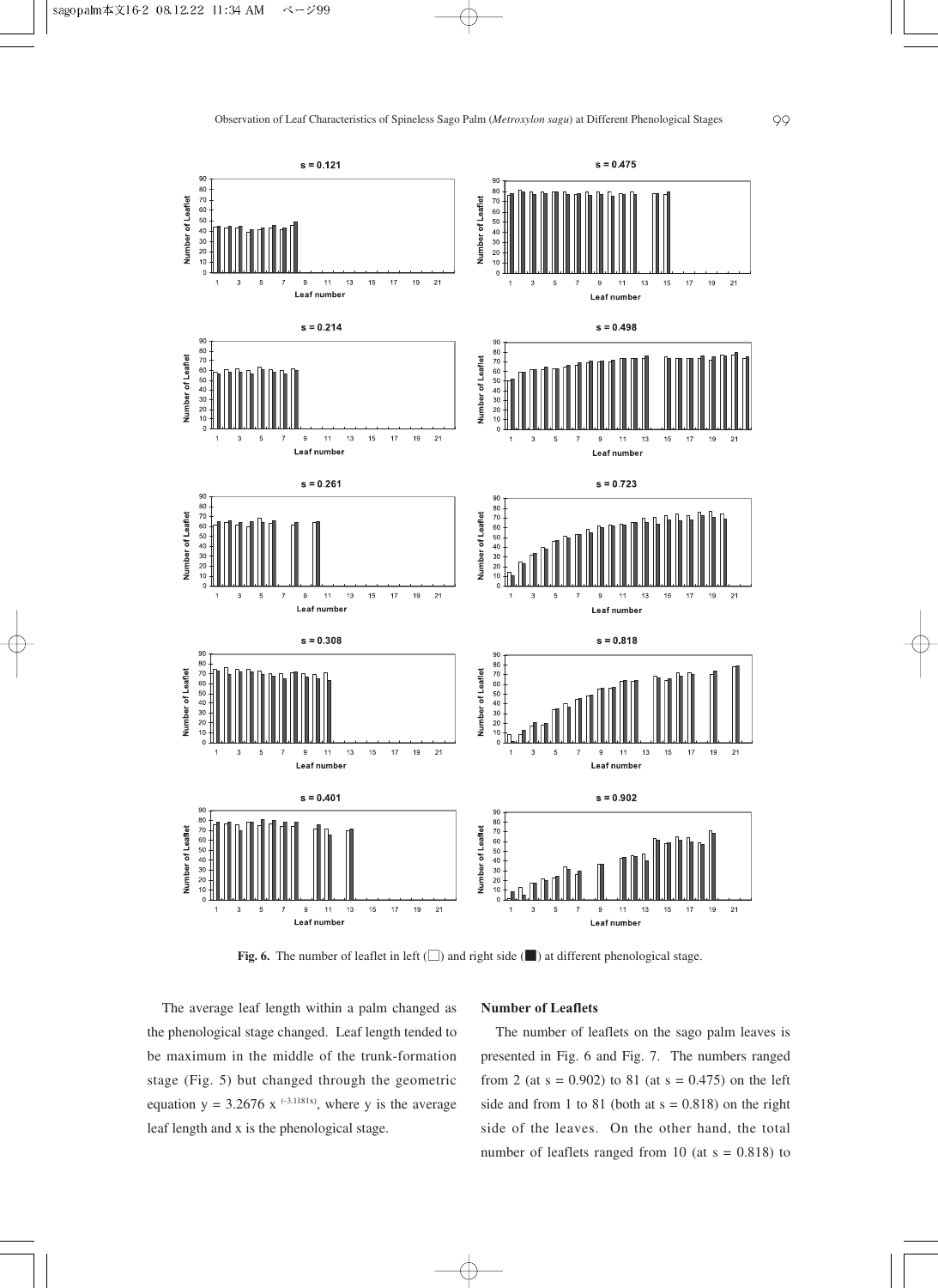**Fig. 6.** The number of leaflet in left (□) and right side (■) at different phenological stage.

The average leaf length within a palm changed as the phenological stage changed. Leaf length tended to be maximum in the middle of the trunk-formation stage (Fig. 5) but changed through the geometric equation $y = 3.2676\ x^{(-3.1181x)}$, where y is the average leaf length and x is the phenological stage.

### Number of Leaflets

The number of leaflets on the sago palm leaves is presented in Fig. 6 and Fig. 7. The numbers ranged from 2 (at s = 0.902) to 81 (at s = 0.475) on the left side and from 1 to 81 (both at s = 0.818) on the right side of the leaves. On the other hand, the total number of leaflets ranged from 10 (at s = 0.818) to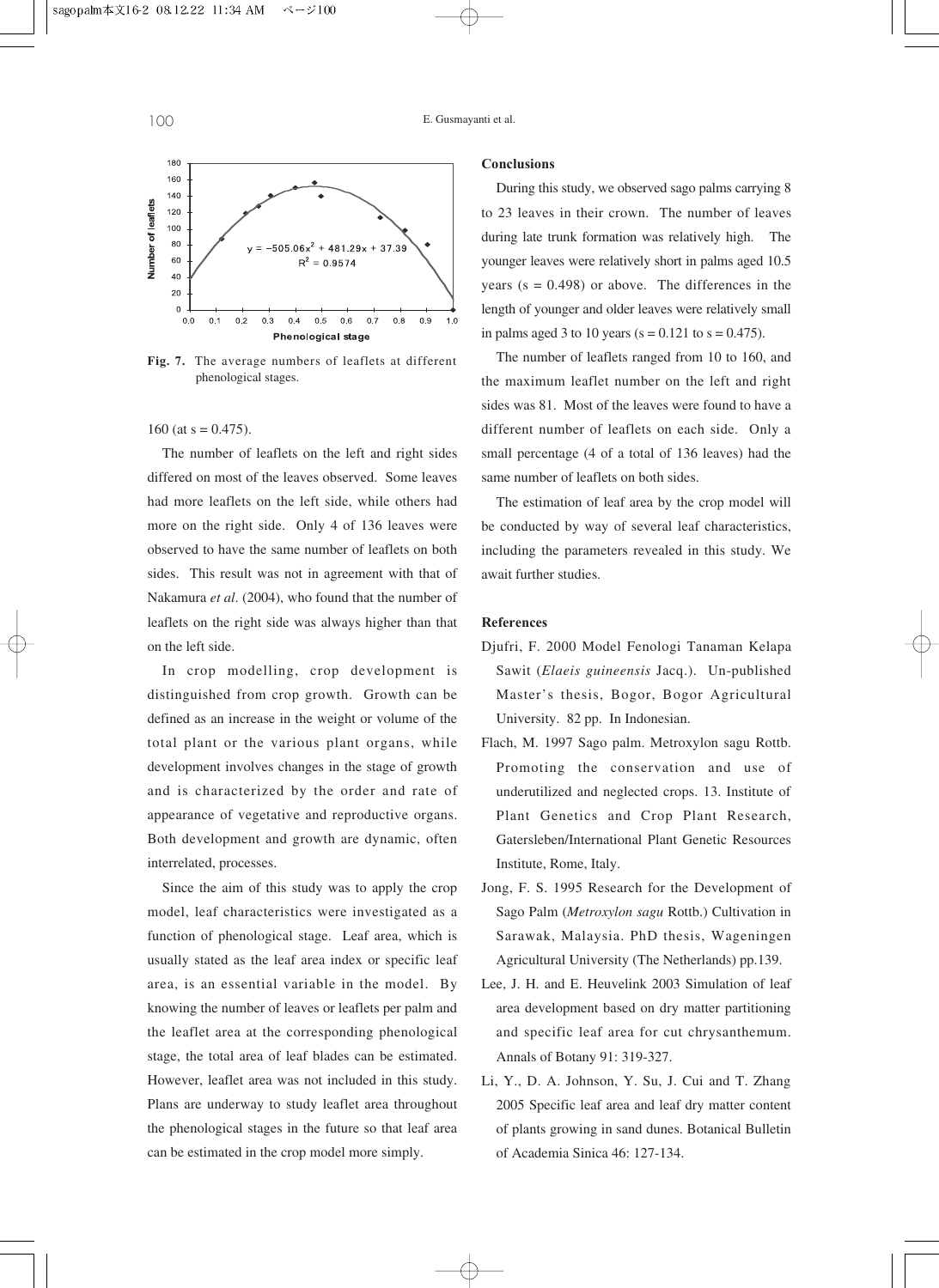**Fig. 7.** The average numbers of leaflets at different phenological stages.

160 (at s = 0.475).

The number of leaflets on the left and right sides differed on most of the leaves observed. Some leaves had more leaflets on the left side, while others had more on the right side. Only 4 of 136 leaves were observed to have the same number of leaflets on both sides. This result was not in agreement with that of Nakamura *et al*. (2004), who found that the number of leaflets on the right side was always higher than that on the left side.

In crop modelling, crop development is distinguished from crop growth. Growth can be defined as an increase in the weight or volume of the total plant or the various plant organs, while development involves changes in the stage of growth and is characterized by the order and rate of appearance of vegetative and reproductive organs. Both development and growth are dynamic, often interrelated, processes.

Since the aim of this study was to apply the crop model, leaf characteristics were investigated as a function of phenological stage. Leaf area, which is usually stated as the leaf area index or specific leaf area, is an essential variable in the model. By knowing the number of leaves or leaflets per palm and the leaflet area at the corresponding phenological stage, the total area of leaf blades can be estimated. However, leaflet area was not included in this study. Plans are underway to study leaflet area throughout the phenological stages in the future so that leaf area can be estimated in the crop model more simply.

## Conclusions

During this study, we observed sago palms carrying 8 to 23 leaves in their crown. The number of leaves during late trunk formation was relatively high. The younger leaves were relatively short in palms aged 10.5 years (s = 0.498) or above. The differences in the length of younger and older leaves were relatively small in palms aged 3 to 10 years (s = 0.121 to s = 0.475).

The number of leaflets ranged from 10 to 160, and the maximum leaflet number on the left and right sides was 81. Most of the leaves were found to have a different number of leaflets on each side. Only a small percentage (4 of a total of 136 leaves) had the same number of leaflets on both sides.

The estimation of leaf area by the crop model will be conducted by way of several leaf characteristics, including the parameters revealed in this study. We await further studies.

## References

Djufri, F. 2000 Model Fenologi Tanaman Kelapa Sawit (*Elaeis guineensis* Jacq.). Un-published Master's thesis, Bogor, Bogor Agricultural University. 82 pp. In Indonesian.

Flach, M. 1997 Sago palm. Metroxylon sagu Rottb. Promoting the conservation and use of underutilized and neglected crops. 13. Institute of Plant Genetics and Crop Plant Research, Gatersleben/International Plant Genetic Resources Institute, Rome, Italy.

Jong, F. S. 1995 Research for the Development of Sago Palm (*Metroxylon sagu* Rottb.) Cultivation in Sarawak, Malaysia. PhD thesis, Wageningen Agricultural University (The Netherlands) pp.139.

Lee, J. H. and E. Heuvelink 2003 Simulation of leaf area development based on dry matter partitioning and specific leaf area for cut chrysanthemum. Annals of Botany 91: 319-327.

Li, Y., D. A. Johnson, Y. Su, J. Cui and T. Zhang 2005 Specific leaf area and leaf dry matter content of plants growing in sand dunes. Botanical Bulletin of Academia Sinica 46: 127-134.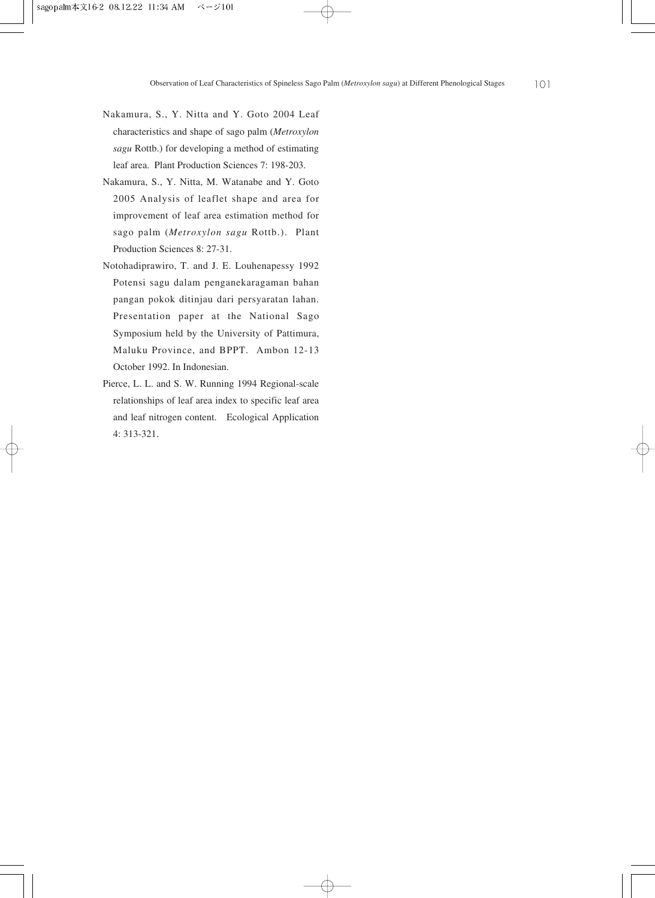Nakamura, S., Y. Nitta and Y. Goto 2004 Leaf characteristics and shape of sago palm (*Metroxylon sagu* Rottb.) for developing a method of estimating leaf area. Plant Production Sciences 7: 198-203.

Nakamura, S., Y. Nitta, M. Watanabe and Y. Goto 2005 Analysis of leaflet shape and area for improvement of leaf area estimation method for sago palm (*Metroxylon sagu* Rottb.). Plant Production Sciences 8: 27-31.

Notohadiprawiro, T. and J. E. Louhenapessy 1992 Potensi sagu dalam penganekaragaman bahan pangan pokok ditinjau dari persyaratan lahan. Presentation paper at the National Sago Symposium held by the University of Pattimura, Maluku Province, and BPPT. Ambon 12-13 October 1992. In Indonesian.

Pierce, L. L. and S. W. Running 1994 Regional-scale relationships of leaf area index to specific leaf area and leaf nitrogen content. Ecological Application 4: 313-321.